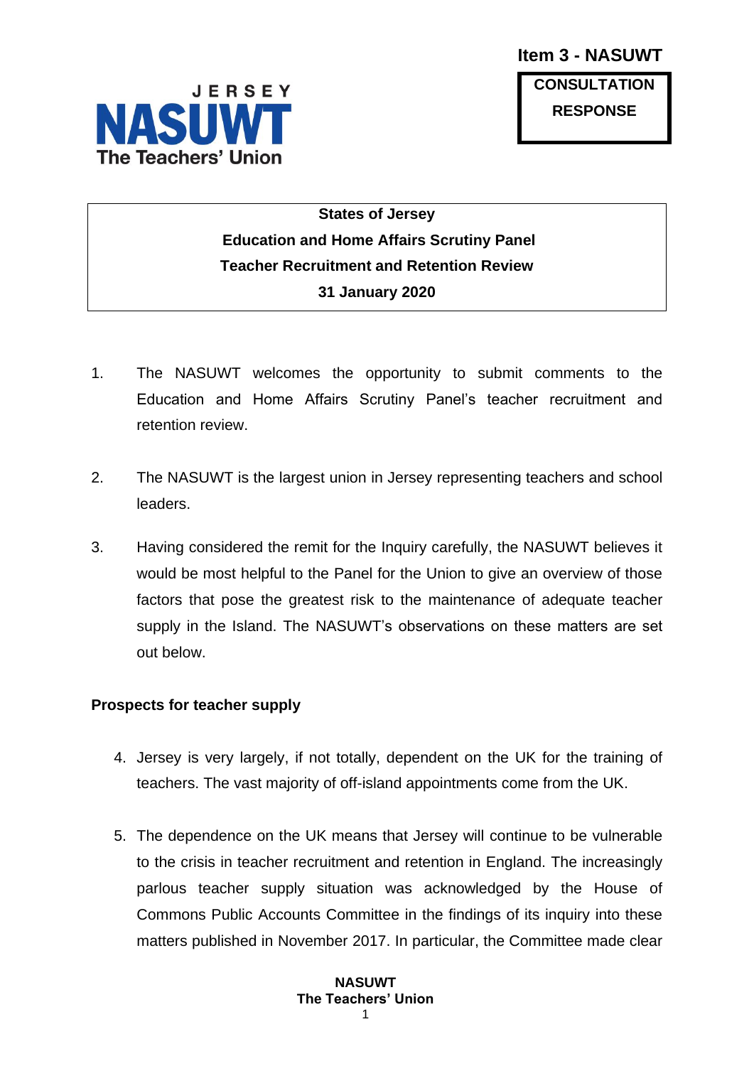**Item 3 - NASUWT**

**CONSULTATION RESPONSE**

JERSEY NASUWT The Teachers' Union

**States of Jersey**
**Education and Home Affairs Scrutiny Panel**
**Teacher Recruitment and Retention Review**
**31 January 2020**

1. The NASUWT welcomes the opportunity to submit comments to the Education and Home Affairs Scrutiny Panel's teacher recruitment and retention review.

2. The NASUWT is the largest union in Jersey representing teachers and school leaders.

3. Having considered the remit for the Inquiry carefully, the NASUWT believes it would be most helpful to the Panel for the Union to give an overview of those factors that pose the greatest risk to the maintenance of adequate teacher supply in the Island. The NASUWT's observations on these matters are set out below.

## Prospects for teacher supply

4. Jersey is very largely, if not totally, dependent on the UK for the training of teachers. The vast majority of off-island appointments come from the UK.

5. The dependence on the UK means that Jersey will continue to be vulnerable to the crisis in teacher recruitment and retention in England. The increasingly parlous teacher supply situation was acknowledged by the House of Commons Public Accounts Committee in the findings of its inquiry into these matters published in November 2017. In particular, the Committee made clear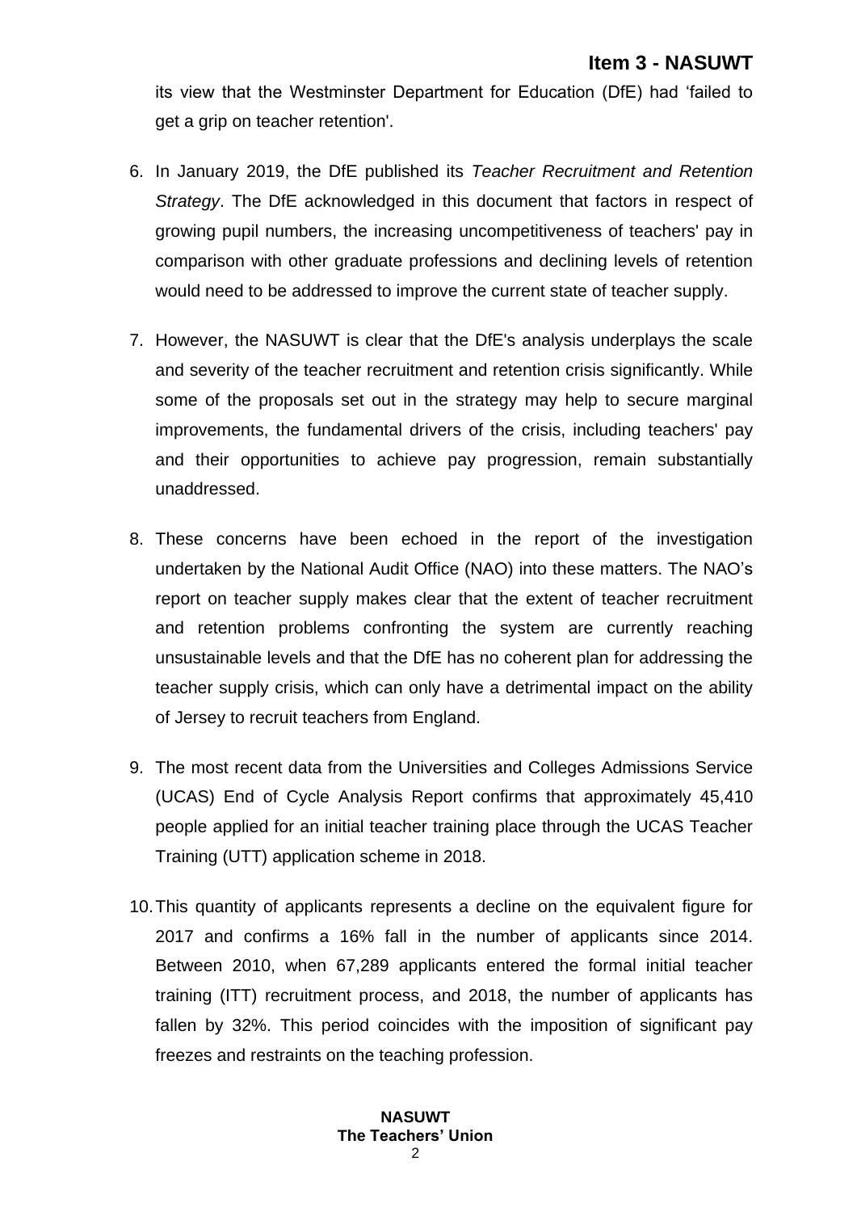its view that the Westminster Department for Education (DfE) had 'failed to get a grip on teacher retention'.

6. In January 2019, the DfE published its *Teacher Recruitment and Retention Strategy*. The DfE acknowledged in this document that factors in respect of growing pupil numbers, the increasing uncompetitiveness of teachers' pay in comparison with other graduate professions and declining levels of retention would need to be addressed to improve the current state of teacher supply.

7. However, the NASUWT is clear that the DfE's analysis underplays the scale and severity of the teacher recruitment and retention crisis significantly. While some of the proposals set out in the strategy may help to secure marginal improvements, the fundamental drivers of the crisis, including teachers' pay and their opportunities to achieve pay progression, remain substantially unaddressed.

8. These concerns have been echoed in the report of the investigation undertaken by the National Audit Office (NAO) into these matters. The NAO's report on teacher supply makes clear that the extent of teacher recruitment and retention problems confronting the system are currently reaching unsustainable levels and that the DfE has no coherent plan for addressing the teacher supply crisis, which can only have a detrimental impact on the ability of Jersey to recruit teachers from England.

9. The most recent data from the Universities and Colleges Admissions Service (UCAS) End of Cycle Analysis Report confirms that approximately 45,410 people applied for an initial teacher training place through the UCAS Teacher Training (UTT) application scheme in 2018.

10. This quantity of applicants represents a decline on the equivalent figure for 2017 and confirms a 16% fall in the number of applicants since 2014. Between 2010, when 67,289 applicants entered the formal initial teacher training (ITT) recruitment process, and 2018, the number of applicants has fallen by 32%. This period coincides with the imposition of significant pay freezes and restraints on the teaching profession.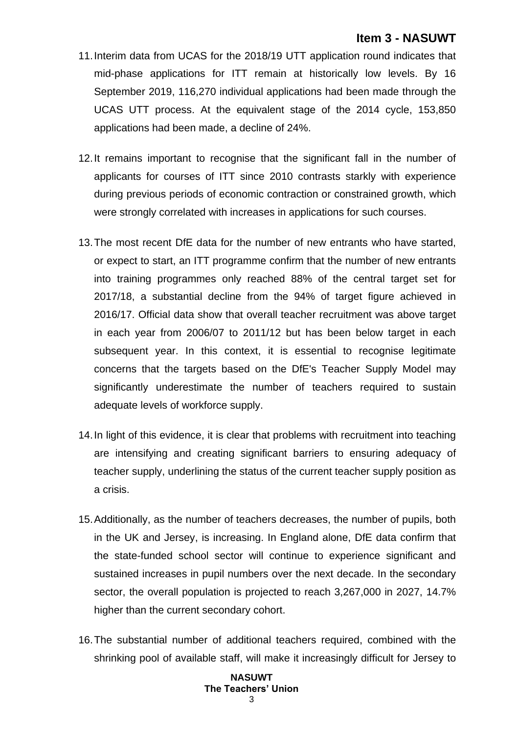11. Interim data from UCAS for the 2018/19 UTT application round indicates that mid-phase applications for ITT remain at historically low levels. By 16 September 2019, 116,270 individual applications had been made through the UCAS UTT process. At the equivalent stage of the 2014 cycle, 153,850 applications had been made, a decline of 24%.

12. It remains important to recognise that the significant fall in the number of applicants for courses of ITT since 2010 contrasts starkly with experience during previous periods of economic contraction or constrained growth, which were strongly correlated with increases in applications for such courses.

13. The most recent DfE data for the number of new entrants who have started, or expect to start, an ITT programme confirm that the number of new entrants into training programmes only reached 88% of the central target set for 2017/18, a substantial decline from the 94% of target figure achieved in 2016/17. Official data show that overall teacher recruitment was above target in each year from 2006/07 to 2011/12 but has been below target in each subsequent year. In this context, it is essential to recognise legitimate concerns that the targets based on the DfE's Teacher Supply Model may significantly underestimate the number of teachers required to sustain adequate levels of workforce supply.

14. In light of this evidence, it is clear that problems with recruitment into teaching are intensifying and creating significant barriers to ensuring adequacy of teacher supply, underlining the status of the current teacher supply position as a crisis.

15. Additionally, as the number of teachers decreases, the number of pupils, both in the UK and Jersey, is increasing. In England alone, DfE data confirm that the state-funded school sector will continue to experience significant and sustained increases in pupil numbers over the next decade. In the secondary sector, the overall population is projected to reach 3,267,000 in 2027, 14.7% higher than the current secondary cohort.

16. The substantial number of additional teachers required, combined with the shrinking pool of available staff, will make it increasingly difficult for Jersey to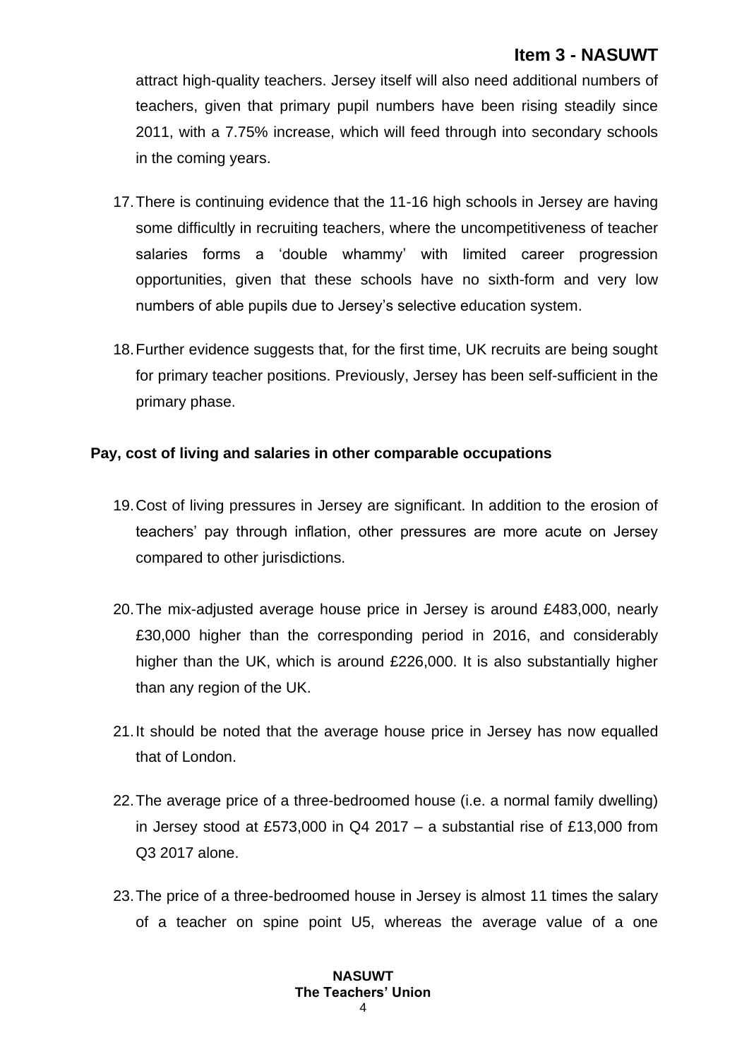attract high-quality teachers. Jersey itself will also need additional numbers of teachers, given that primary pupil numbers have been rising steadily since 2011, with a 7.75% increase, which will feed through into secondary schools in the coming years.

17. There is continuing evidence that the 11-16 high schools in Jersey are having some difficultly in recruiting teachers, where the uncompetitiveness of teacher salaries forms a 'double whammy' with limited career progression opportunities, given that these schools have no sixth-form and very low numbers of able pupils due to Jersey's selective education system.

18. Further evidence suggests that, for the first time, UK recruits are being sought for primary teacher positions. Previously, Jersey has been self-sufficient in the primary phase.

**Pay, cost of living and salaries in other comparable occupations**

19. Cost of living pressures in Jersey are significant. In addition to the erosion of teachers' pay through inflation, other pressures are more acute on Jersey compared to other jurisdictions.

20. The mix-adjusted average house price in Jersey is around £483,000, nearly £30,000 higher than the corresponding period in 2016, and considerably higher than the UK, which is around £226,000. It is also substantially higher than any region of the UK.

21. It should be noted that the average house price in Jersey has now equalled that of London.

22. The average price of a three-bedroomed house (i.e. a normal family dwelling) in Jersey stood at £573,000 in Q4 2017 – a substantial rise of £13,000 from Q3 2017 alone.

23. The price of a three-bedroomed house in Jersey is almost 11 times the salary of a teacher on spine point U5, whereas the average value of a one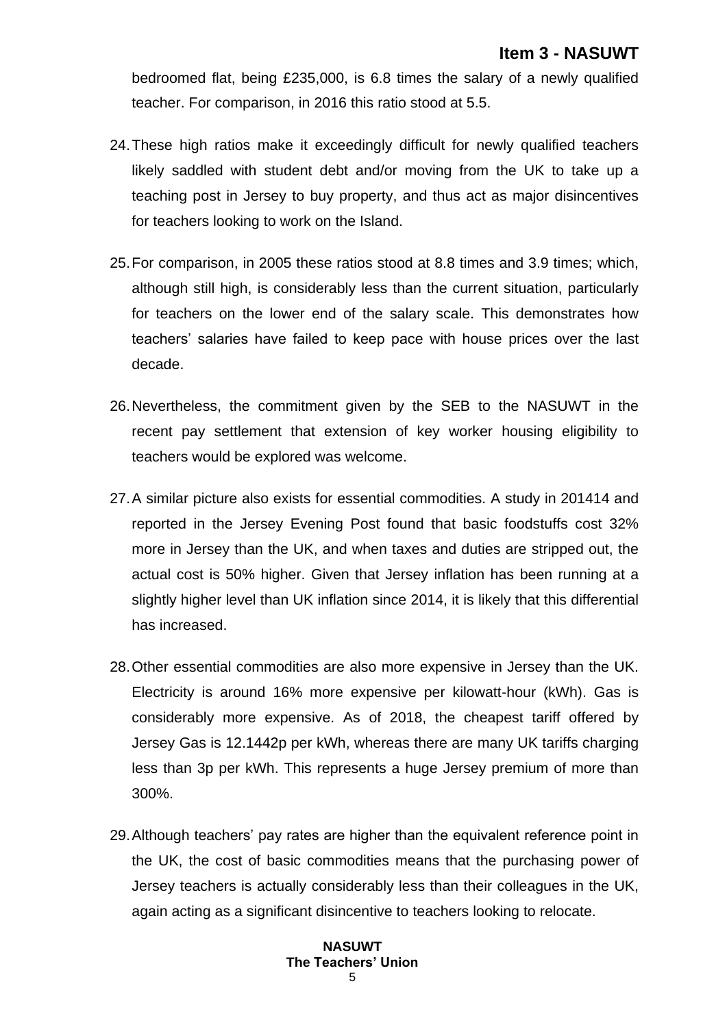bedroomed flat, being £235,000, is 6.8 times the salary of a newly qualified teacher. For comparison, in 2016 this ratio stood at 5.5.

24. These high ratios make it exceedingly difficult for newly qualified teachers likely saddled with student debt and/or moving from the UK to take up a teaching post in Jersey to buy property, and thus act as major disincentives for teachers looking to work on the Island.

25. For comparison, in 2005 these ratios stood at 8.8 times and 3.9 times; which, although still high, is considerably less than the current situation, particularly for teachers on the lower end of the salary scale. This demonstrates how teachers' salaries have failed to keep pace with house prices over the last decade.

26. Nevertheless, the commitment given by the SEB to the NASUWT in the recent pay settlement that extension of key worker housing eligibility to teachers would be explored was welcome.

27. A similar picture also exists for essential commodities. A study in 2014[14] and reported in the Jersey Evening Post found that basic foodstuffs cost 32% more in Jersey than the UK, and when taxes and duties are stripped out, the actual cost is 50% higher. Given that Jersey inflation has been running at a slightly higher level than UK inflation since 2014, it is likely that this differential has increased.

28. Other essential commodities are also more expensive in Jersey than the UK. Electricity is around 16% more expensive per kilowatt-hour (kWh). Gas is considerably more expensive. As of 2018, the cheapest tariff offered by Jersey Gas is 12.1442p per kWh, whereas there are many UK tariffs charging less than 3p per kWh. This represents a huge Jersey premium of more than 300%.

29. Although teachers' pay rates are higher than the equivalent reference point in the UK, the cost of basic commodities means that the purchasing power of Jersey teachers is actually considerably less than their colleagues in the UK, again acting as a significant disincentive to teachers looking to relocate.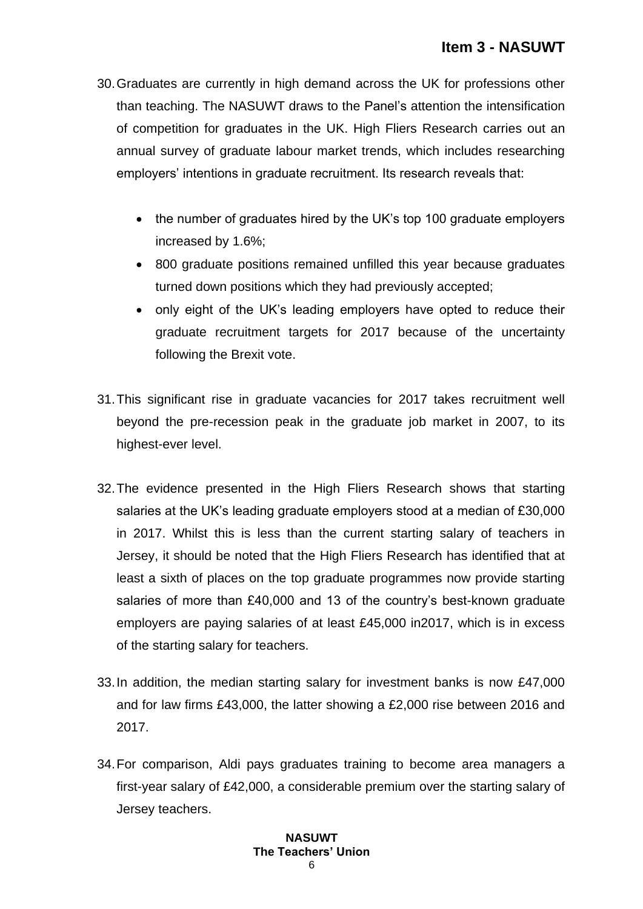30. Graduates are currently in high demand across the UK for professions other than teaching. The NASUWT draws to the Panel's attention the intensification of competition for graduates in the UK. High Fliers Research carries out an annual survey of graduate labour market trends, which includes researching employers' intentions in graduate recruitment. Its research reveals that:

    - the number of graduates hired by the UK's top 100 graduate employers increased by 1.6%;
    - 800 graduate positions remained unfilled this year because graduates turned down positions which they had previously accepted;
    - only eight of the UK's leading employers have opted to reduce their graduate recruitment targets for 2017 because of the uncertainty following the Brexit vote.

31. This significant rise in graduate vacancies for 2017 takes recruitment well beyond the pre-recession peak in the graduate job market in 2007, to its highest-ever level.

32. The evidence presented in the High Fliers Research shows that starting salaries at the UK's leading graduate employers stood at a median of £30,000 in 2017. Whilst this is less than the current starting salary of teachers in Jersey, it should be noted that the High Fliers Research has identified that at least a sixth of places on the top graduate programmes now provide starting salaries of more than £40,000 and 13 of the country's best-known graduate employers are paying salaries of at least £45,000 in2017, which is in excess of the starting salary for teachers.

33. In addition, the median starting salary for investment banks is now £47,000 and for law firms £43,000, the latter showing a £2,000 rise between 2016 and 2017.

34. For comparison, Aldi pays graduates training to become area managers a first-year salary of £42,000, a considerable premium over the starting salary of Jersey teachers.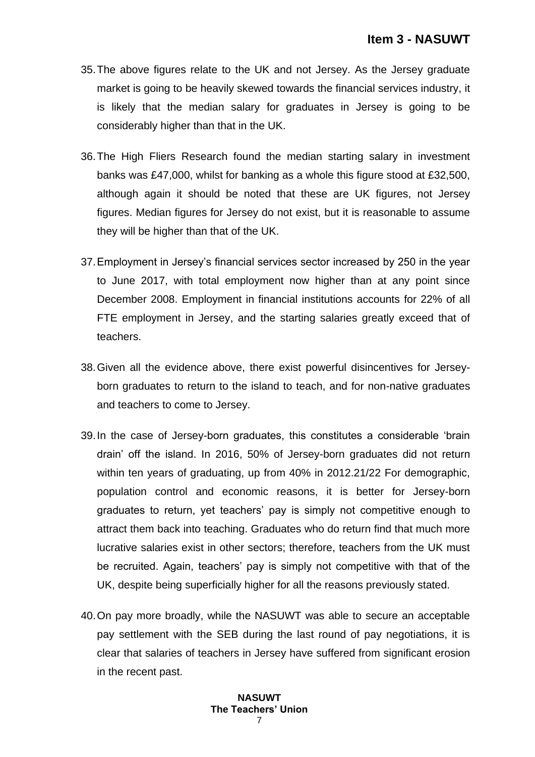35. The above figures relate to the UK and not Jersey. As the Jersey graduate market is going to be heavily skewed towards the financial services industry, it is likely that the median salary for graduates in Jersey is going to be considerably higher than that in the UK.

36. The High Fliers Research found the median starting salary in investment banks was £47,000, whilst for banking as a whole this figure stood at £32,500, although again it should be noted that these are UK figures, not Jersey figures. Median figures for Jersey do not exist, but it is reasonable to assume they will be higher than that of the UK.

37. Employment in Jersey's financial services sector increased by 250 in the year to June 2017, with total employment now higher than at any point since December 2008. Employment in financial institutions accounts for 22% of all FTE employment in Jersey, and the starting salaries greatly exceed that of teachers.

38. Given all the evidence above, there exist powerful disincentives for Jersey-born graduates to return to the island to teach, and for non-native graduates and teachers to come to Jersey.

39. In the case of Jersey-born graduates, this constitutes a considerable 'brain drain' off the island. In 2016, 50% of Jersey-born graduates did not return within ten years of graduating, up from 40% in 2012.[21/22] For demographic, population control and economic reasons, it is better for Jersey-born graduates to return, yet teachers' pay is simply not competitive enough to attract them back into teaching. Graduates who do return find that much more lucrative salaries exist in other sectors; therefore, teachers from the UK must be recruited. Again, teachers' pay is simply not competitive with that of the UK, despite being superficially higher for all the reasons previously stated.

40. On pay more broadly, while the NASUWT was able to secure an acceptable pay settlement with the SEB during the last round of pay negotiations, it is clear that salaries of teachers in Jersey have suffered from significant erosion in the recent past.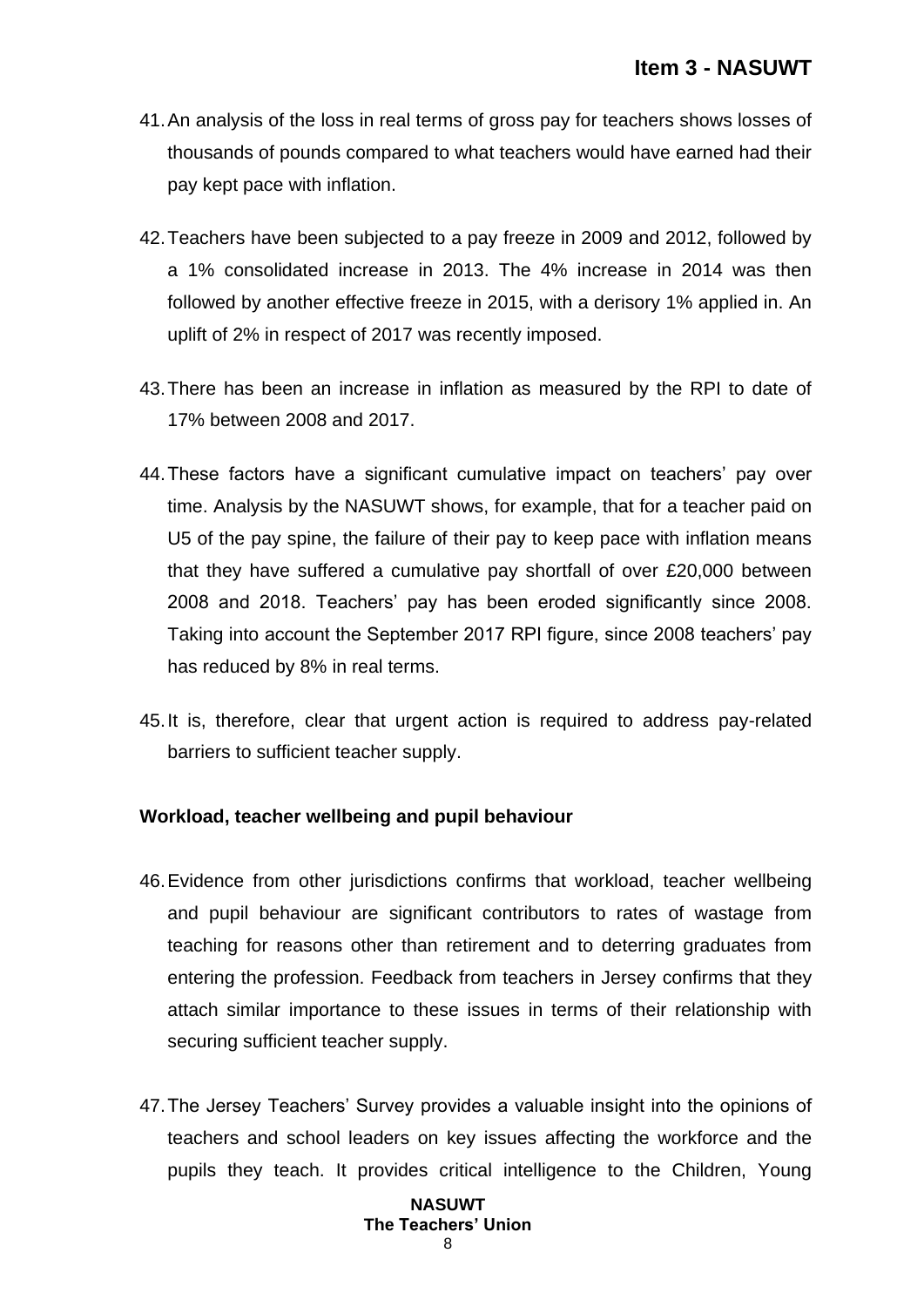41. An analysis of the loss in real terms of gross pay for teachers shows losses of thousands of pounds compared to what teachers would have earned had their pay kept pace with inflation.

42. Teachers have been subjected to a pay freeze in 2009 and 2012, followed by a 1% consolidated increase in 2013. The 4% increase in 2014 was then followed by another effective freeze in 2015, with a derisory 1% applied in. An uplift of 2% in respect of 2017 was recently imposed.

43. There has been an increase in inflation as measured by the RPI to date of 17% between 2008 and 2017.

44. These factors have a significant cumulative impact on teachers' pay over time. Analysis by the NASUWT shows, for example, that for a teacher paid on U5 of the pay spine, the failure of their pay to keep pace with inflation means that they have suffered a cumulative pay shortfall of over £20,000 between 2008 and 2018. Teachers' pay has been eroded significantly since 2008. Taking into account the September 2017 RPI figure, since 2008 teachers' pay has reduced by 8% in real terms.

45. It is, therefore, clear that urgent action is required to address pay-related barriers to sufficient teacher supply.

**Workload, teacher wellbeing and pupil behaviour**

46. Evidence from other jurisdictions confirms that workload, teacher wellbeing and pupil behaviour are significant contributors to rates of wastage from teaching for reasons other than retirement and to deterring graduates from entering the profession. Feedback from teachers in Jersey confirms that they attach similar importance to these issues in terms of their relationship with securing sufficient teacher supply.

47. The Jersey Teachers' Survey provides a valuable insight into the opinions of teachers and school leaders on key issues affecting the workforce and the pupils they teach. It provides critical intelligence to the Children, Young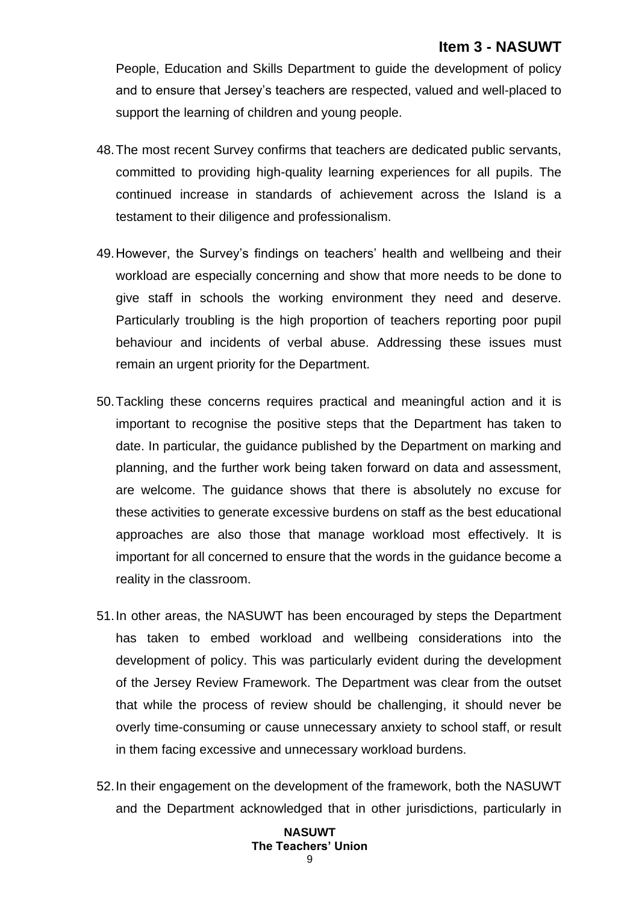People, Education and Skills Department to guide the development of policy and to ensure that Jersey's teachers are respected, valued and well-placed to support the learning of children and young people.

48. The most recent Survey confirms that teachers are dedicated public servants, committed to providing high-quality learning experiences for all pupils. The continued increase in standards of achievement across the Island is a testament to their diligence and professionalism.

49. However, the Survey's findings on teachers' health and wellbeing and their workload are especially concerning and show that more needs to be done to give staff in schools the working environment they need and deserve. Particularly troubling is the high proportion of teachers reporting poor pupil behaviour and incidents of verbal abuse. Addressing these issues must remain an urgent priority for the Department.

50. Tackling these concerns requires practical and meaningful action and it is important to recognise the positive steps that the Department has taken to date. In particular, the guidance published by the Department on marking and planning, and the further work being taken forward on data and assessment, are welcome. The guidance shows that there is absolutely no excuse for these activities to generate excessive burdens on staff as the best educational approaches are also those that manage workload most effectively. It is important for all concerned to ensure that the words in the guidance become a reality in the classroom.

51. In other areas, the NASUWT has been encouraged by steps the Department has taken to embed workload and wellbeing considerations into the development of policy. This was particularly evident during the development of the Jersey Review Framework. The Department was clear from the outset that while the process of review should be challenging, it should never be overly time-consuming or cause unnecessary anxiety to school staff, or result in them facing excessive and unnecessary workload burdens.

52. In their engagement on the development of the framework, both the NASUWT and the Department acknowledged that in other jurisdictions, particularly in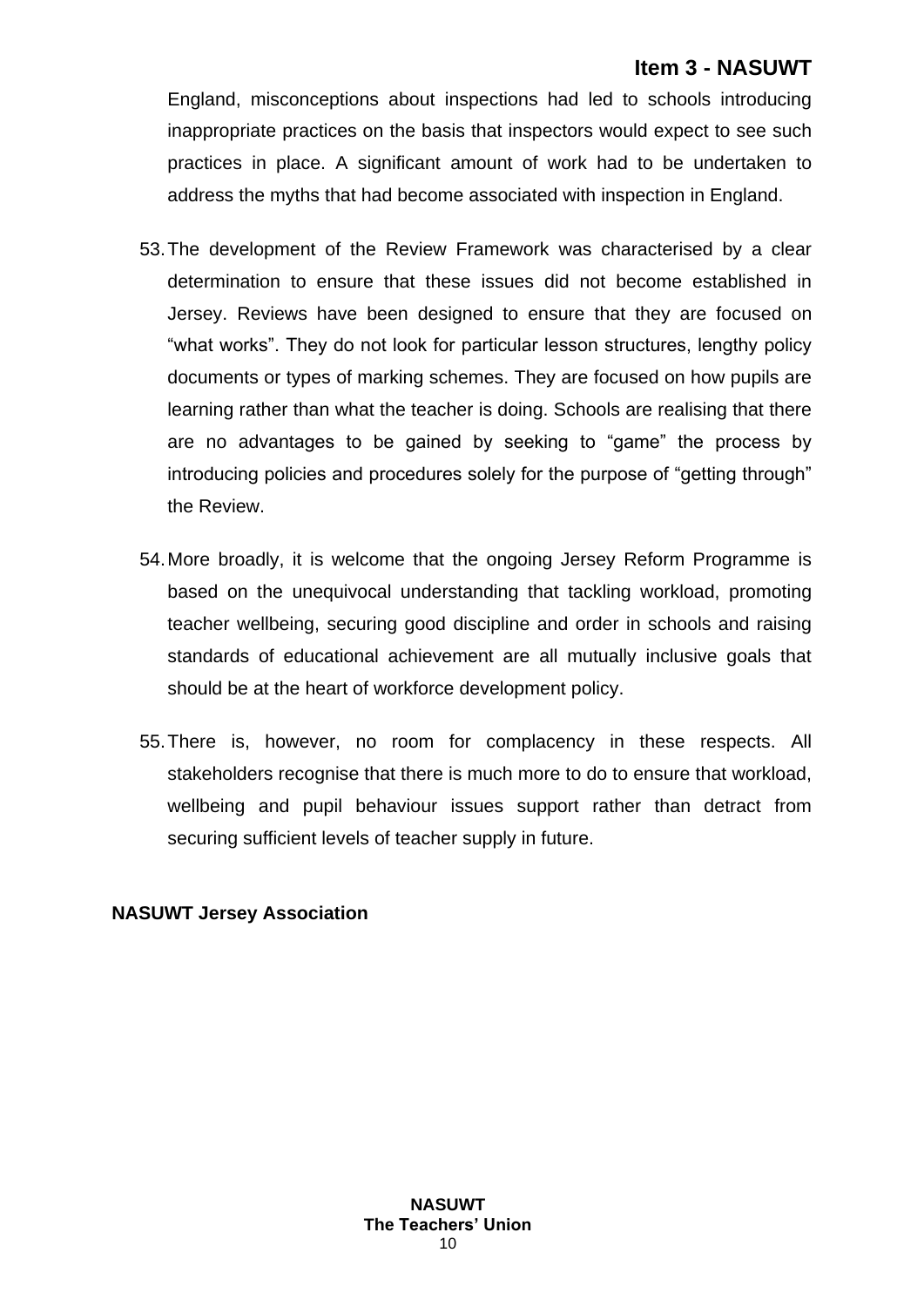England, misconceptions about inspections had led to schools introducing inappropriate practices on the basis that inspectors would expect to see such practices in place. A significant amount of work had to be undertaken to address the myths that had become associated with inspection in England.

53. The development of the Review Framework was characterised by a clear determination to ensure that these issues did not become established in Jersey. Reviews have been designed to ensure that they are focused on "what works". They do not look for particular lesson structures, lengthy policy documents or types of marking schemes. They are focused on how pupils are learning rather than what the teacher is doing. Schools are realising that there are no advantages to be gained by seeking to "game" the process by introducing policies and procedures solely for the purpose of "getting through" the Review.

54. More broadly, it is welcome that the ongoing Jersey Reform Programme is based on the unequivocal understanding that tackling workload, promoting teacher wellbeing, securing good discipline and order in schools and raising standards of educational achievement are all mutually inclusive goals that should be at the heart of workforce development policy.

55. There is, however, no room for complacency in these respects. All stakeholders recognise that there is much more to do to ensure that workload, wellbeing and pupil behaviour issues support rather than detract from securing sufficient levels of teacher supply in future.

**NASUWT Jersey Association**